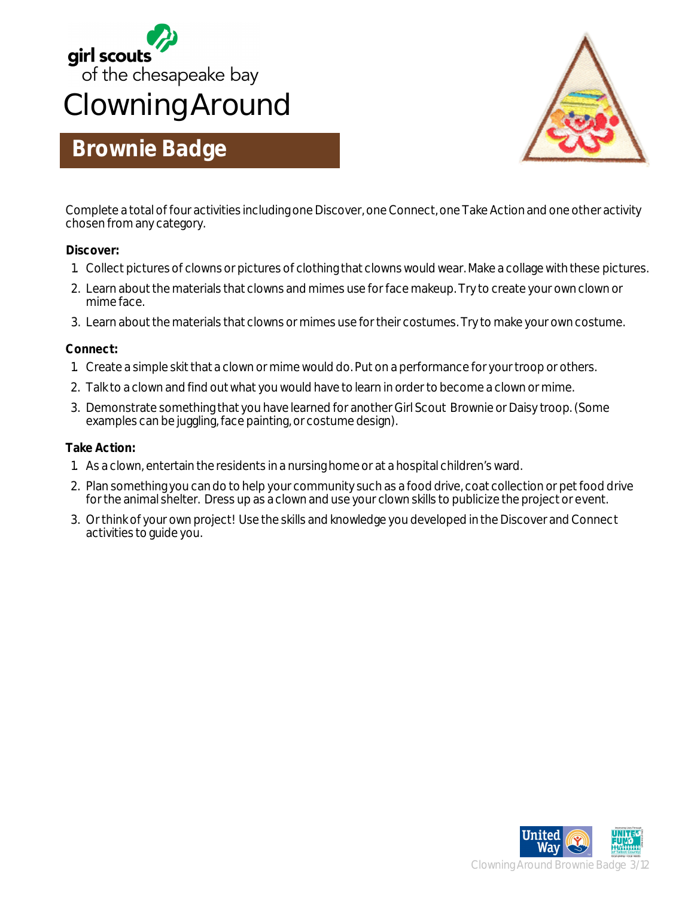girl scouts of the chesapeake bay

# Clowning Around

## Brownie Badge

Complete a total of four activities including one Discover, one Connect, one Take Action and one other activity chosen from any category.

**Discover:**

1. Collect pictures of clowns or pictures of clothing that clowns would wear. Make a collage with these pictures.
2. Learn about the materials that clowns and mimes use for face makeup. Try to create your own clown or mime face.
3. Learn about the materials that clowns or mimes use for their costumes. Try to make your own costume.

**Connect:**

1. Create a simple skit that a clown or mime would do. Put on a performance for your troop or others.
2. Talk to a clown and find out what you would have to learn in order to become a clown or mime.
3. Demonstrate something that you have learned for another Girl Scout Brownie or Daisy troop. (Some examples can be juggling, face painting, or costume design).

**Take Action:**

1. As a clown, entertain the residents in a nursing home or at a hospital children's ward.
2. Plan something you can do to help your community such as a food drive, coat collection or pet food drive for the animal shelter. Dress up as a clown and use your clown skills to publicize the project or event.
3. Or think of your own project! Use the skills and knowledge you developed in the Discover and Connect activities to guide you.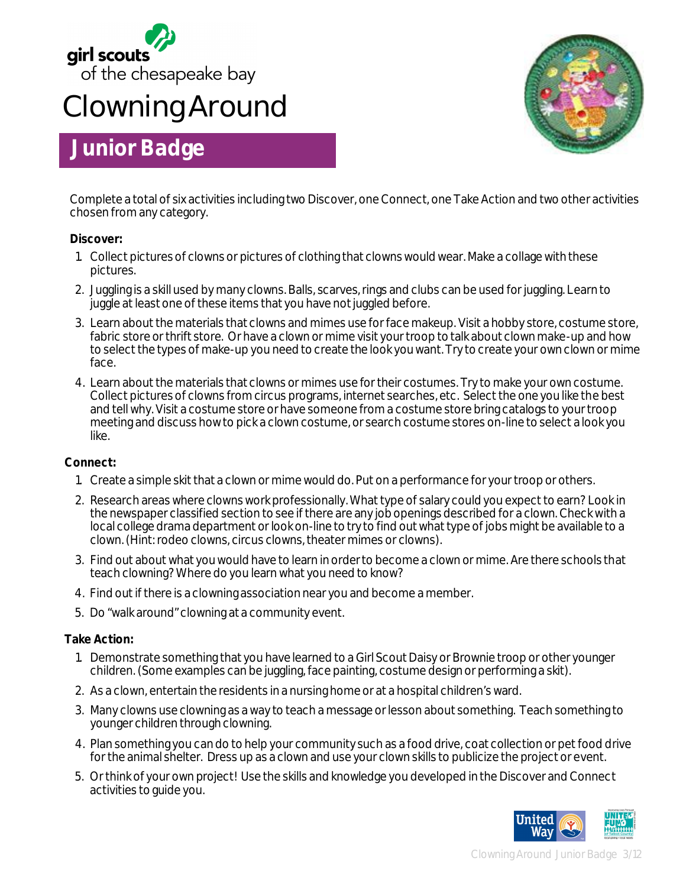girl scouts of the chesapeake bay

# Clowning Around

## Junior Badge

Complete a total of six activities including two Discover, one Connect, one Take Action and two other activities chosen from any category.

**Discover:**

1. Collect pictures of clowns or pictures of clothing that clowns would wear. Make a collage with these pictures.
2. Juggling is a skill used by many clowns. Balls, scarves, rings and clubs can be used for juggling. Learn to juggle at least one of these items that you have not juggled before.
3. Learn about the materials that clowns and mimes use for face makeup. Visit a hobby store, costume store, fabric store or thrift store. Or have a clown or mime visit your troop to talk about clown make-up and how to select the types of make-up you need to create the look you want. Try to create your own clown or mime face.
4. Learn about the materials that clowns or mimes use for their costumes. Try to make your own costume. Collect pictures of clowns from circus programs, internet searches, etc. Select the one you like the best and tell why. Visit a costume store or have someone from a costume store bring catalogs to your troop meeting and discuss how to pick a clown costume, or search costume stores on-line to select a look you like.

**Connect:**

1. Create a simple skit that a clown or mime would do. Put on a performance for your troop or others.
2. Research areas where clowns work professionally. What type of salary could you expect to earn? Look in the newspaper classified section to see if there are any job openings described for a clown. Check with a local college drama department or look on-line to try to find out what type of jobs might be available to a clown. (Hint: rodeo clowns, circus clowns, theater mimes or clowns).
3. Find out about what you would have to learn in order to become a clown or mime. Are there schools that teach clowning? Where do you learn what you need to know?
4. Find out if there is a clowning association near you and become a member.
5. Do "walk around" clowning at a community event.

**Take Action:**

1. Demonstrate something that you have learned to a Girl Scout Daisy or Brownie troop or other younger children. (Some examples can be juggling, face painting, costume design or performing a skit).
2. As a clown, entertain the residents in a nursing home or at a hospital children's ward.
3. Many clowns use clowning as a way to teach a message or lesson about something. Teach something to younger children through clowning.
4. Plan something you can do to help your community such as a food drive, coat collection or pet food drive for the animal shelter. Dress up as a clown and use your clown skills to publicize the project or event.
5. Or think of your own project! Use the skills and knowledge you developed in the Discover and Connect activities to guide you.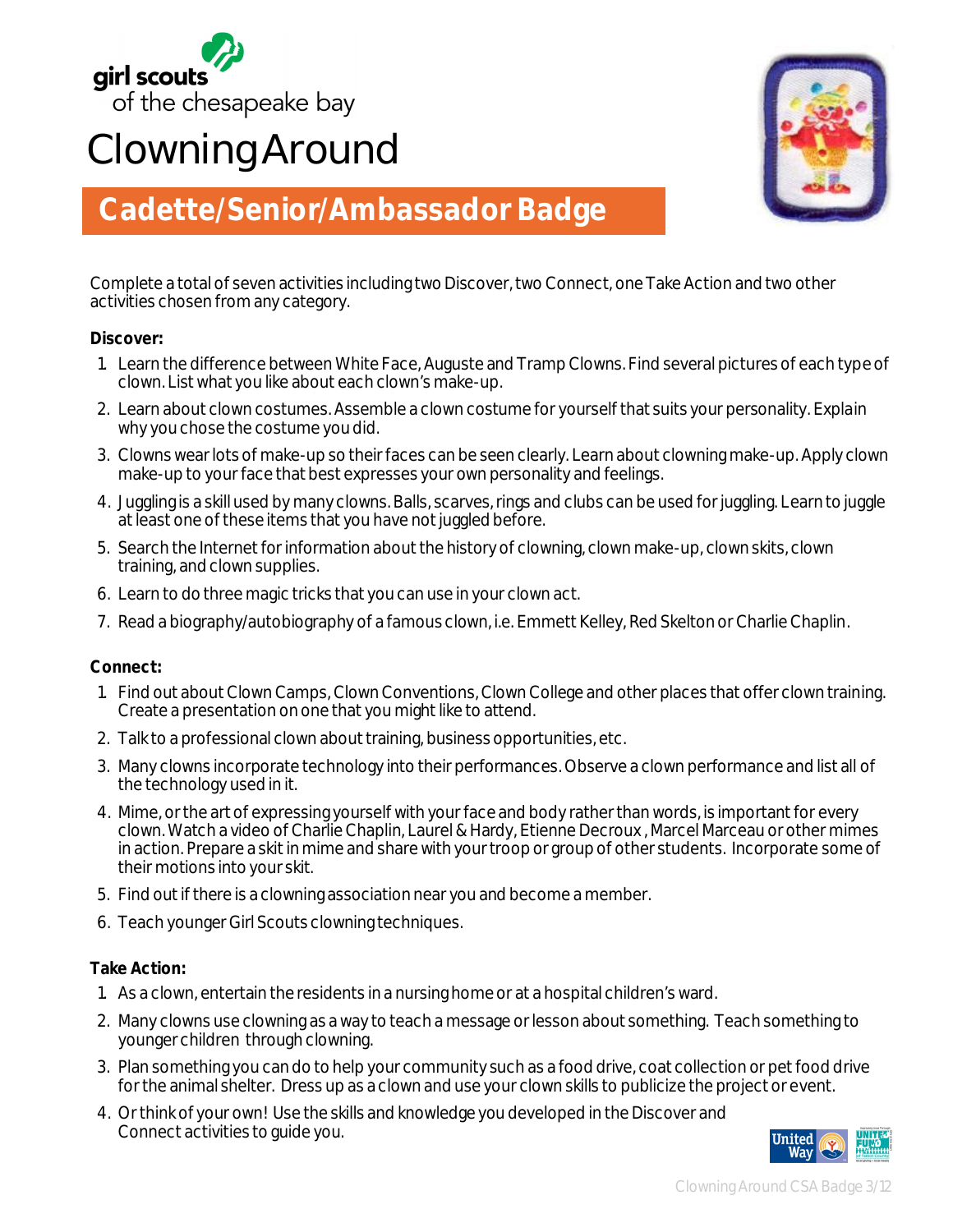girl scouts of the chesapeake bay

# Clowning Around

## Cadette/Senior/Ambassador Badge

Complete a total of seven activities including two Discover, two Connect, one Take Action and two other activities chosen from any category.

**Discover:**

1. Learn the difference between White Face, Auguste and Tramp Clowns. Find several pictures of each type of clown. List what you like about each clown's make-up.
2. Learn about clown costumes. Assemble a clown costume for yourself that suits your personality. Explain why you chose the costume you did.
3. Clowns wear lots of make-up so their faces can be seen clearly. Learn about clowning make-up. Apply clown make-up to your face that best expresses your own personality and feelings.
4. Juggling is a skill used by many clowns. Balls, scarves, rings and clubs can be used for juggling. Learn to juggle at least one of these items that you have not juggled before.
5. Search the Internet for information about the history of clowning, clown make-up, clown skits, clown training, and clown supplies.
6. Learn to do three magic tricks that you can use in your clown act.
7. Read a biography/autobiography of a famous clown, i.e. Emmett Kelley, Red Skelton or Charlie Chaplin.

**Connect:**

1. Find out about Clown Camps, Clown Conventions, Clown College and other places that offer clown training. Create a presentation on one that you might like to attend.
2. Talk to a professional clown about training, business opportunities, etc.
3. Many clowns incorporate technology into their performances. Observe a clown performance and list all of the technology used in it.
4. Mime, or the art of expressing yourself with your face and body rather than words, is important for every clown. Watch a video of Charlie Chaplin, Laurel & Hardy, Etienne Decroux , Marcel Marceau or other mimes in action. Prepare a skit in mime and share with your troop or group of other students. Incorporate some of their motions into your skit.
5. Find out if there is a clowning association near you and become a member.
6. Teach younger Girl Scouts clowning techniques.

**Take Action:**

1. As a clown, entertain the residents in a nursing home or at a hospital children's ward.
2. Many clowns use clowning as a way to teach a message or lesson about something. Teach something to younger children through clowning.
3. Plan something you can do to help your community such as a food drive, coat collection or pet food drive for the animal shelter. Dress up as a clown and use your clown skills to publicize the project or event.
4. Or think of your own! Use the skills and knowledge you developed in the Discover and Connect activities to guide you.